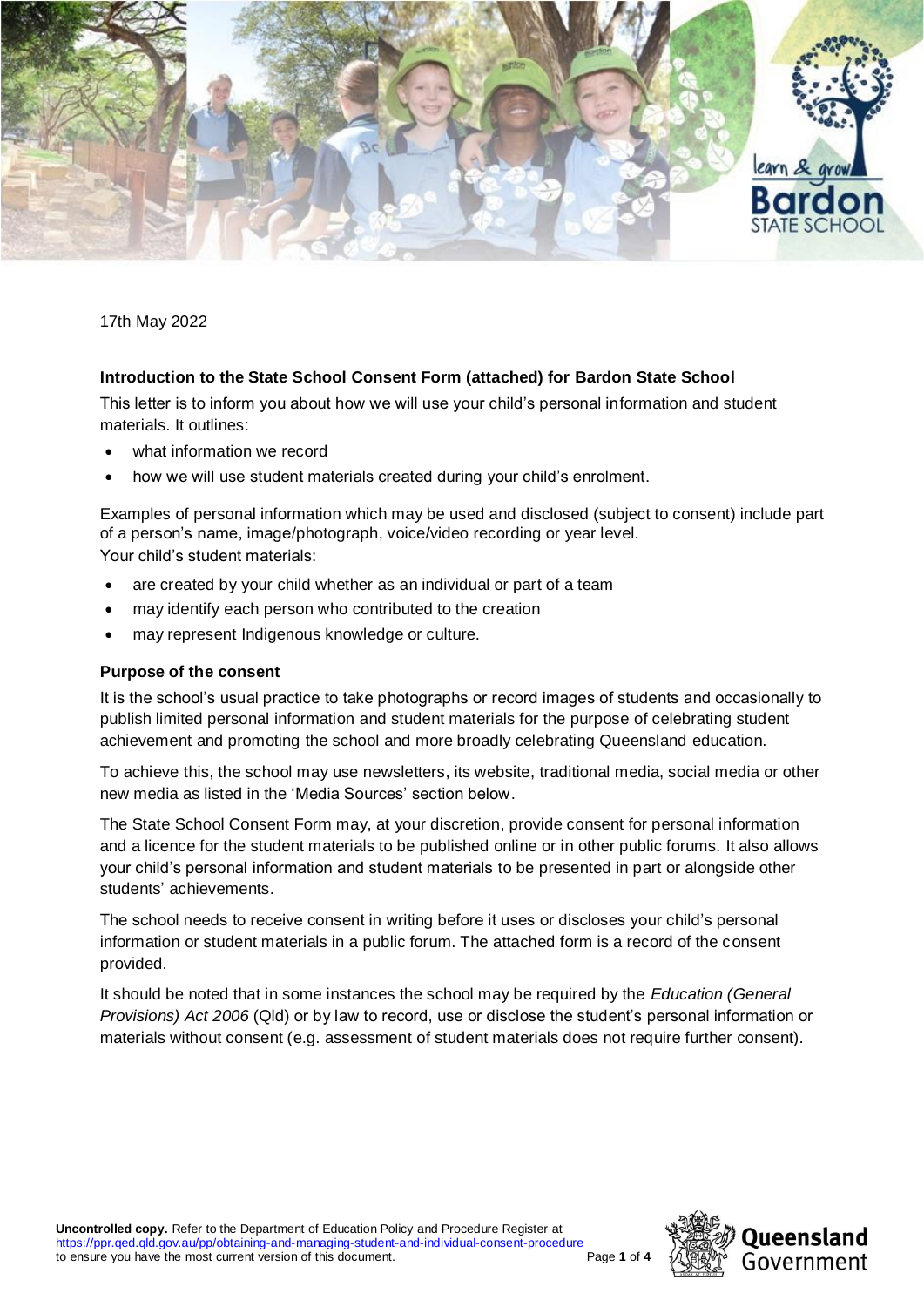17th May 2022

**Introduction to the State School Consent Form (attached) for Bardon State School**

This letter is to inform you about how we will use your child's personal information and student materials. It outlines:

- what information we record
- how we will use student materials created during your child's enrolment.

Examples of personal information which may be used and disclosed (subject to consent) include part of a person's name, image/photograph, voice/video recording or year level.

Your child's student materials:

- are created by your child whether as an individual or part of a team
- may identify each person who contributed to the creation
- may represent Indigenous knowledge or culture.

**Purpose of the consent**

It is the school's usual practice to take photographs or record images of students and occasionally to publish limited personal information and student materials for the purpose of celebrating student achievement and promoting the school and more broadly celebrating Queensland education.

To achieve this, the school may use newsletters, its website, traditional media, social media or other new media as listed in the 'Media Sources' section below.

The State School Consent Form may, at your discretion, provide consent for personal information and a licence for the student materials to be published online or in other public forums. It also allows your child's personal information and student materials to be presented in part or alongside other students' achievements.

The school needs to receive consent in writing before it uses or discloses your child's personal information or student materials in a public forum. The attached form is a record of the consent provided.

It should be noted that in some instances the school may be required by the *Education (General Provisions) Act 2006* (Qld) or by law to record, use or disclose the student's personal information or materials without consent (e.g. assessment of student materials does not require further consent).

**Uncontrolled copy.** Refer to the Department of Education Policy and Procedure Register at https://ppr.qed.qld.gov.au/pp/obtaining-and-managing-student-and-individual-consent-procedure to ensure you have the most current version of this document.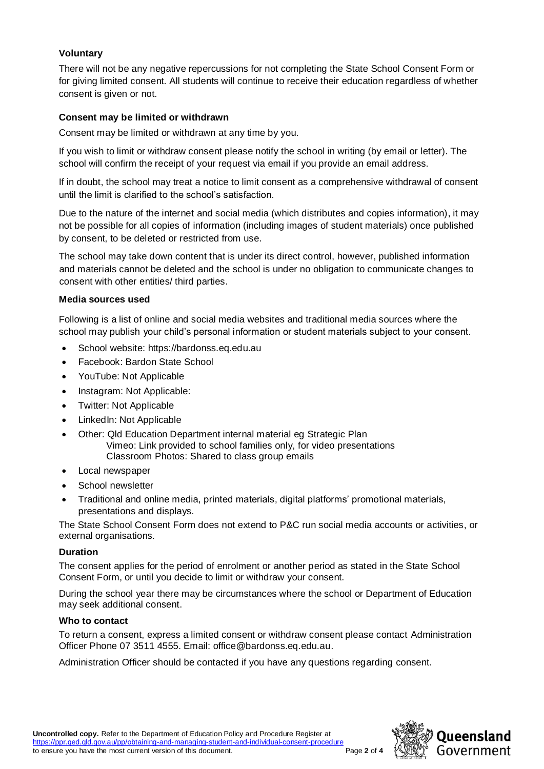### Voluntary

There will not be any negative repercussions for not completing the State School Consent Form or for giving limited consent. All students will continue to receive their education regardless of whether consent is given or not.

### Consent may be limited or withdrawn

Consent may be limited or withdrawn at any time by you.

If you wish to limit or withdraw consent please notify the school in writing (by email or letter). The school will confirm the receipt of your request via email if you provide an email address.

If in doubt, the school may treat a notice to limit consent as a comprehensive withdrawal of consent until the limit is clarified to the school's satisfaction.

Due to the nature of the internet and social media (which distributes and copies information), it may not be possible for all copies of information (including images of student materials) once published by consent, to be deleted or restricted from use.

The school may take down content that is under its direct control, however, published information and materials cannot be deleted and the school is under no obligation to communicate changes to consent with other entities/ third parties.

### Media sources used

Following is a list of online and social media websites and traditional media sources where the school may publish your child's personal information or student materials subject to your consent.

- School website: https://bardonss.eq.edu.au
- Facebook: Bardon State School
- YouTube: Not Applicable
- Instagram: Not Applicable:
- Twitter: Not Applicable
- LinkedIn: Not Applicable
- Other: Qld Education Department internal material eg Strategic Plan
  Vimeo: Link provided to school families only, for video presentations
  Classroom Photos: Shared to class group emails
- Local newspaper
- School newsletter
- Traditional and online media, printed materials, digital platforms' promotional materials, presentations and displays.

The State School Consent Form does not extend to P&C run social media accounts or activities, or external organisations.

### Duration

The consent applies for the period of enrolment or another period as stated in the State School Consent Form, or until you decide to limit or withdraw your consent.

During the school year there may be circumstances where the school or Department of Education may seek additional consent.

### Who to contact

To return a consent, express a limited consent or withdraw consent please contact Administration Officer Phone 07 3511 4555. Email: office@bardonss.eq.edu.au.

Administration Officer should be contacted if you have any questions regarding consent.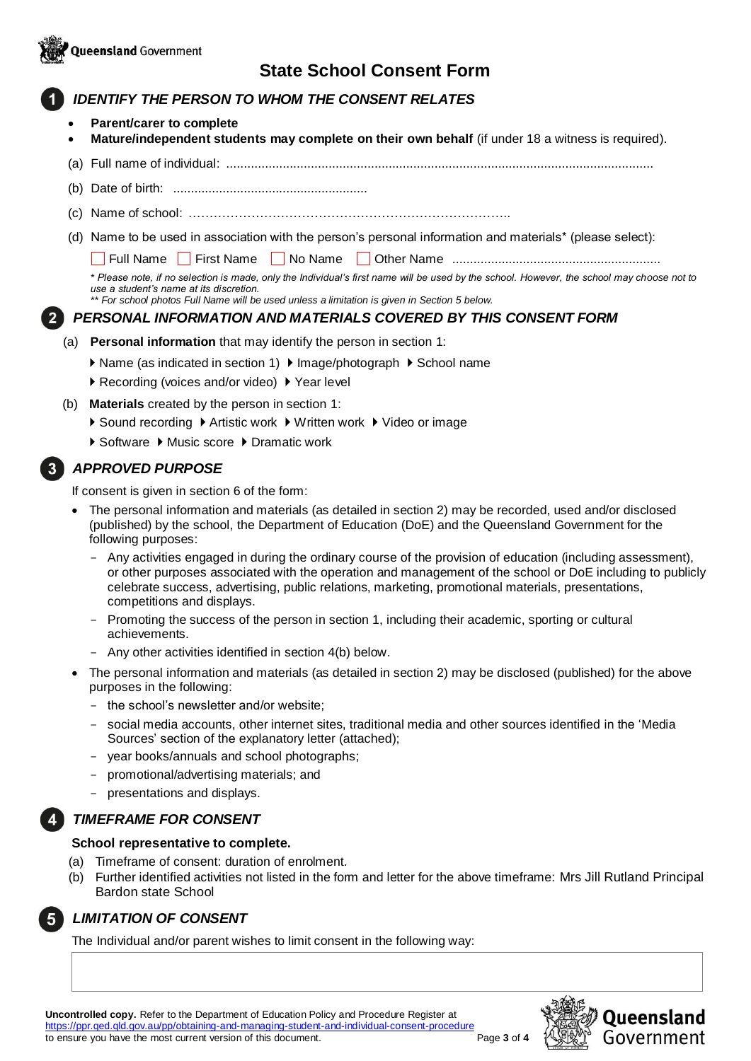# State School Consent Form

## 1 IDENTIFY THE PERSON TO WHOM THE CONSENT RELATES

- **Parent/carer to complete**
- **Mature/independent students may complete on their own behalf** (if under 18 a witness is required).

(a) Full name of individual: ........................................................................................................................

(b) Date of birth: .......................................................

(c) Name of school: ……………………………………………………………………..

(d) Name to be used in association with the person's personal information and materials* (please select):

☐ Full Name ☐ First Name ☐ No Name ☐ Other Name ..........................................................

*\* Please note, if no selection is made, only the Individual's first name will be used by the school. However, the school may choose not to use a student's name at its discretion.*
*\*\* For school photos Full Name will be used unless a limitation is given in Section 5 below.*

## 2 PERSONAL INFORMATION AND MATERIALS COVERED BY THIS CONSENT FORM

(a) **Personal information** that may identify the person in section 1:

- Name (as indicated in section 1)
- Image/photograph
- School name
- Recording (voices and/or video)
- Year level

(b) **Materials** created by the person in section 1:

- Sound recording
- Artistic work
- Written work
- Video or image
- Software
- Music score
- Dramatic work

## 3 APPROVED PURPOSE

If consent is given in section 6 of the form:

- The personal information and materials (as detailed in section 2) may be recorded, used and/or disclosed (published) by the school, the Department of Education (DoE) and the Queensland Government for the following purposes:
  - Any activities engaged in during the ordinary course of the provision of education (including assessment), or other purposes associated with the operation and management of the school or DoE including to publicly celebrate success, advertising, public relations, marketing, promotional materials, presentations, competitions and displays.
  - Promoting the success of the person in section 1, including their academic, sporting or cultural achievements.
  - Any other activities identified in section 4(b) below.
- The personal information and materials (as detailed in section 2) may be disclosed (published) for the above purposes in the following:
  - the school's newsletter and/or website;
  - social media accounts, other internet sites, traditional media and other sources identified in the 'Media Sources' section of the explanatory letter (attached);
  - year books/annuals and school photographs;
  - promotional/advertising materials; and
  - presentations and displays.

## 4 TIMEFRAME FOR CONSENT

**School representative to complete.**

(a) Timeframe of consent: duration of enrolment.

(b) Further identified activities not listed in the form and letter for the above timeframe: Mrs Jill Rutland Principal Bardon state School

## 5 LIMITATION OF CONSENT

The Individual and/or parent wishes to limit consent in the following way:

| |
|---|
| |

**Uncontrolled copy.** Refer to the Department of Education Policy and Procedure Register at https://ppr.qed.qld.gov.au/pp/obtaining-and-managing-student-and-individual-consent-procedure to ensure you have the most current version of this document.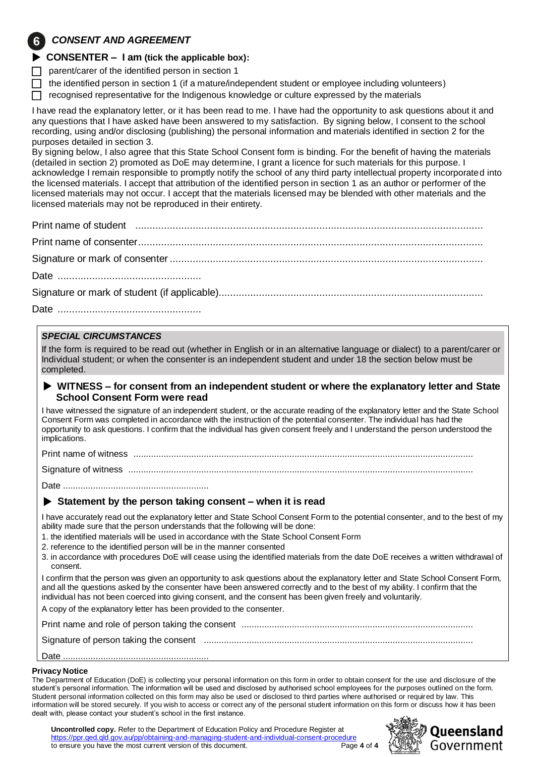## 6 *CONSENT AND AGREEMENT*

▶ **CONSENTER – I am (tick the applicable box):**

- ☐ parent/carer of the identified person in section 1
- ☐ the identified person in section 1 (if a mature/independent student or employee including volunteers)
- ☐ recognised representative for the Indigenous knowledge or culture expressed by the materials

I have read the explanatory letter, or it has been read to me. I have had the opportunity to ask questions about it and any questions that I have asked have been answered to my satisfaction. By signing below, I consent to the school recording, using and/or disclosing (publishing) the personal information and materials identified in section 2 for the purposes detailed in section 3.

By signing below, I also agree that this State School Consent form is binding. For the benefit of having the materials (detailed in section 2) promoted as DoE may determine, I grant a licence for such materials for this purpose. I acknowledge I remain responsible to promptly notify the school of any third party intellectual property incorporated into the licensed materials. I accept that attribution of the identified person in section 1 as an author or performer of the licensed materials may not occur. I accept that the materials licensed may be blended with other materials and the licensed materials may not be reproduced in their entirety.

Print name of student ..........................................................................................................................

Print name of consenter..........................................................................................................................

Signature or mark of consenter ..............................................................................................................

Date ..................................................

Signature or mark of student (if applicable)............................................................................................

Date ..................................................

### *SPECIAL CIRCUMSTANCES*

If the form is required to be read out (whether in English or in an alternative language or dialect) to a parent/carer or Individual student; or when the consenter is an independent student and under 18 the section below must be completed.

▶ **WITNESS – for consent from an independent student or where the explanatory letter and State School Consent Form were read**

I have witnessed the signature of an independent student, or the accurate reading of the explanatory letter and the State School Consent Form was completed in accordance with the instruction of the potential consenter. The individual has had the opportunity to ask questions. I confirm that the individual has given consent freely and I understand the person understood the implications.

Print name of witness ....................................................................................................................

Signature of witness .......................................................................................................................

Date ..........................................................

▶ **Statement by the person taking consent – when it is read**

I have accurately read out the explanatory letter and State School Consent Form to the potential consenter, and to the best of my ability made sure that the person understands that the following will be done:

1. the identified materials will be used in accordance with the State School Consent Form
2. reference to the identified person will be in the manner consented
3. in accordance with procedures DoE will cease using the identified materials from the date DoE receives a written withdrawal of consent.

I confirm that the person was given an opportunity to ask questions about the explanatory letter and State School Consent Form, and all the questions asked by the consenter have been answered correctly and to the best of my ability. I confirm that the individual has not been coerced into giving consent, and the consent has been given freely and voluntarily.

A copy of the explanatory letter has been provided to the consenter.

Print name and role of person taking the consent ..........................................................................

Signature of person taking the consent .........................................................................................

Date ..........................................................

**Privacy Notice**

The Department of Education (DoE) is collecting your personal information on this form in order to obtain consent for the use and disclosure of the student's personal information. The information will be used and disclosed by authorised school employees for the purposes outlined on the form. Student personal information collected on this form may also be used or disclosed to third parties where authorised or required by law. This information will be stored securely. If you wish to access or correct any of the personal student information on this form or discuss how it has been dealt with, please contact your student's school in the first instance.

**Uncontrolled copy.** Refer to the Department of Education Policy and Procedure Register at https://ppr.qed.qld.gov.au/pp/obtaining-and-managing-student-and-individual-consent-procedure to ensure you have the most current version of this document.